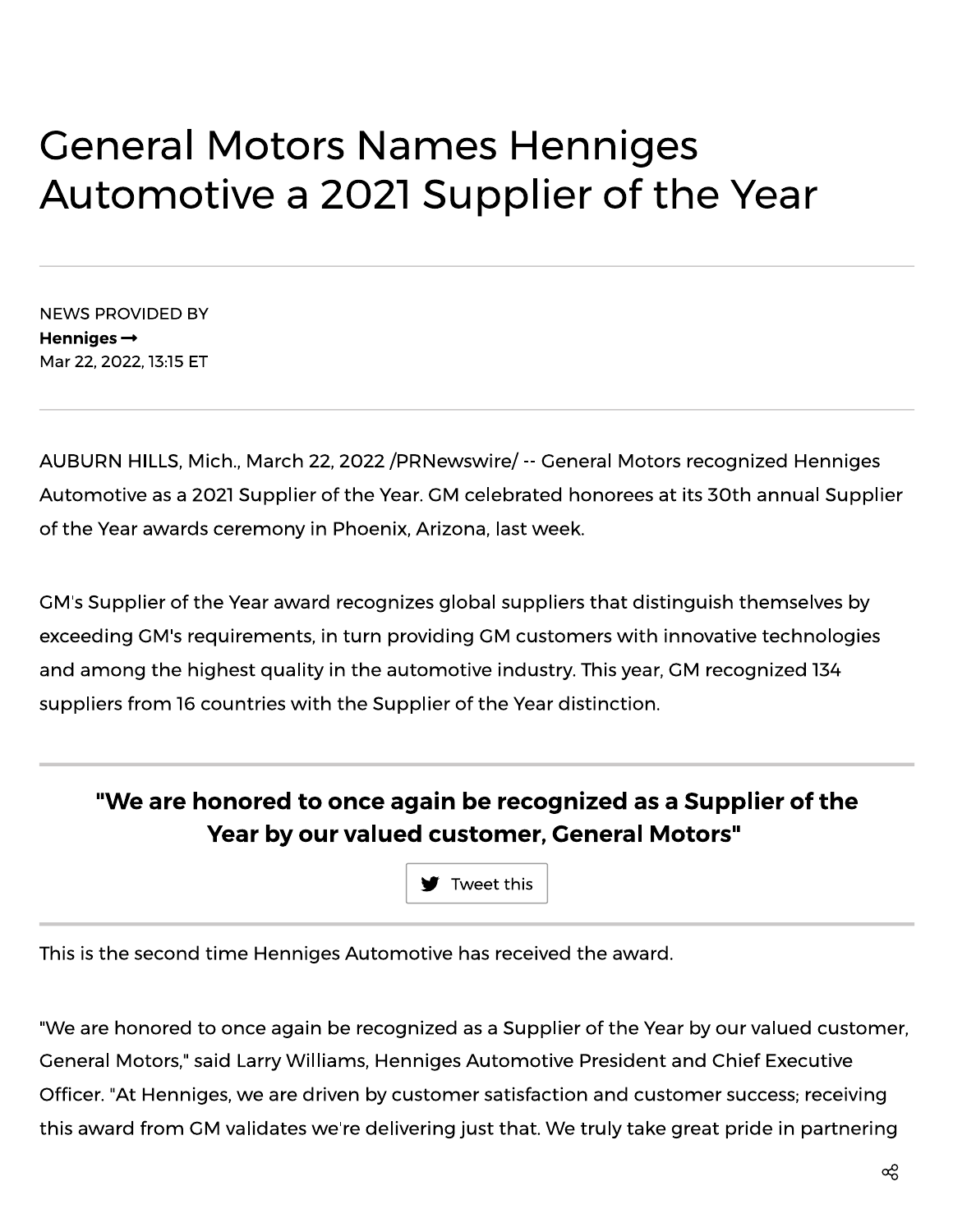# General Motors Names Henniges Automotive a 2021 Supplier of the Year

NEWS PROVIDED BY
**Henniges →**
Mar 22, 2022, 13:15 ET

AUBURN HILLS, Mich., March 22, 2022 /PRNewswire/ -- General Motors recognized Henniges Automotive as a 2021 Supplier of the Year. GM celebrated honorees at its 30th annual Supplier of the Year awards ceremony in Phoenix, Arizona, last week.

GM's Supplier of the Year award recognizes global suppliers that distinguish themselves by exceeding GM's requirements, in turn providing GM customers with innovative technologies and among the highest quality in the automotive industry. This year, GM recognized 134 suppliers from 16 countries with the Supplier of the Year distinction.

**"We are honored to once again be recognized as a Supplier of the Year by our valued customer, General Motors"**

Tweet this

This is the second time Henniges Automotive has received the award.

"We are honored to once again be recognized as a Supplier of the Year by our valued customer, General Motors," said Larry Williams, Henniges Automotive President and Chief Executive Officer. "At Henniges, we are driven by customer satisfaction and customer success; receiving this award from GM validates we're delivering just that. We truly take great pride in partnering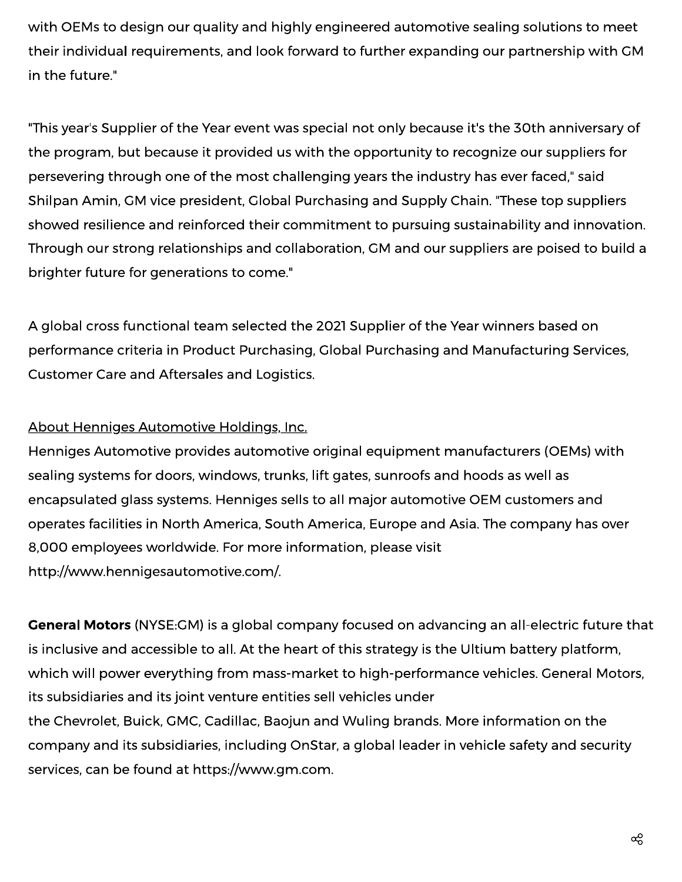with OEMs to design our quality and highly engineered automotive sealing solutions to meet their individual requirements, and look forward to further expanding our partnership with GM in the future."

"This year's Supplier of the Year event was special not only because it's the 30th anniversary of the program, but because it provided us with the opportunity to recognize our suppliers for persevering through one of the most challenging years the industry has ever faced," said Shilpan Amin, GM vice president, Global Purchasing and Supply Chain. "These top suppliers showed resilience and reinforced their commitment to pursuing sustainability and innovation. Through our strong relationships and collaboration, GM and our suppliers are poised to build a brighter future for generations to come."

A global cross functional team selected the 2021 Supplier of the Year winners based on performance criteria in Product Purchasing, Global Purchasing and Manufacturing Services, Customer Care and Aftersales and Logistics.

About Henniges Automotive Holdings, Inc.

Henniges Automotive provides automotive original equipment manufacturers (OEMs) with sealing systems for doors, windows, trunks, lift gates, sunroofs and hoods as well as encapsulated glass systems. Henniges sells to all major automotive OEM customers and operates facilities in North America, South America, Europe and Asia. The company has over 8,000 employees worldwide. For more information, please visit http://www.hennigesautomotive.com/.

**General Motors** (NYSE:GM) is a global company focused on advancing an all-electric future that is inclusive and accessible to all. At the heart of this strategy is the Ultium battery platform, which will power everything from mass-market to high-performance vehicles. General Motors, its subsidiaries and its joint venture entities sell vehicles under the Chevrolet, Buick, GMC, Cadillac, Baojun and Wuling brands. More information on the company and its subsidiaries, including OnStar, a global leader in vehicle safety and security services, can be found at https://www.gm.com.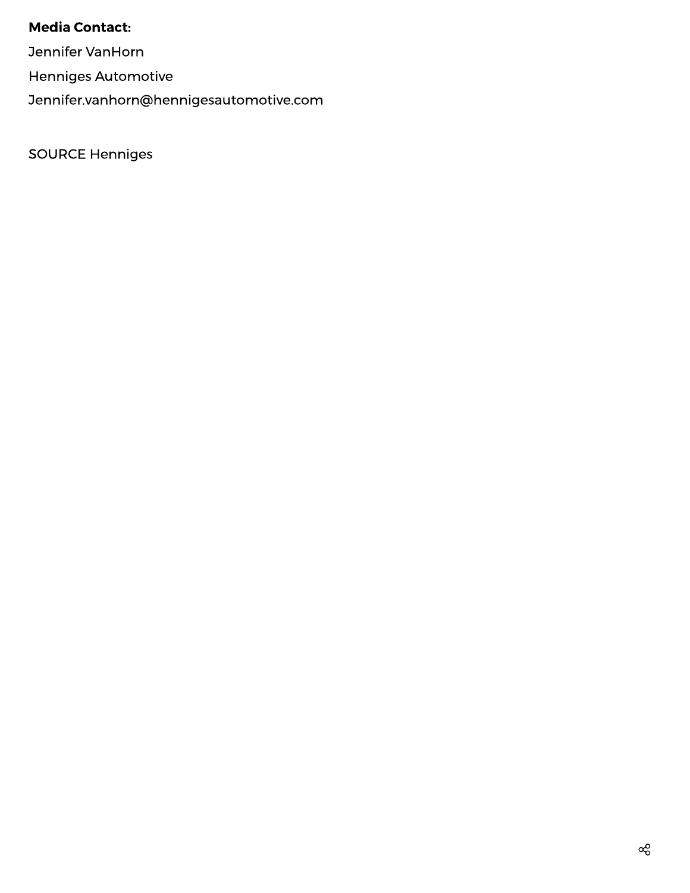**Media Contact:**

Jennifer VanHorn

Henniges Automotive

Jennifer.vanhorn@hennigesautomotive.com

SOURCE Henniges